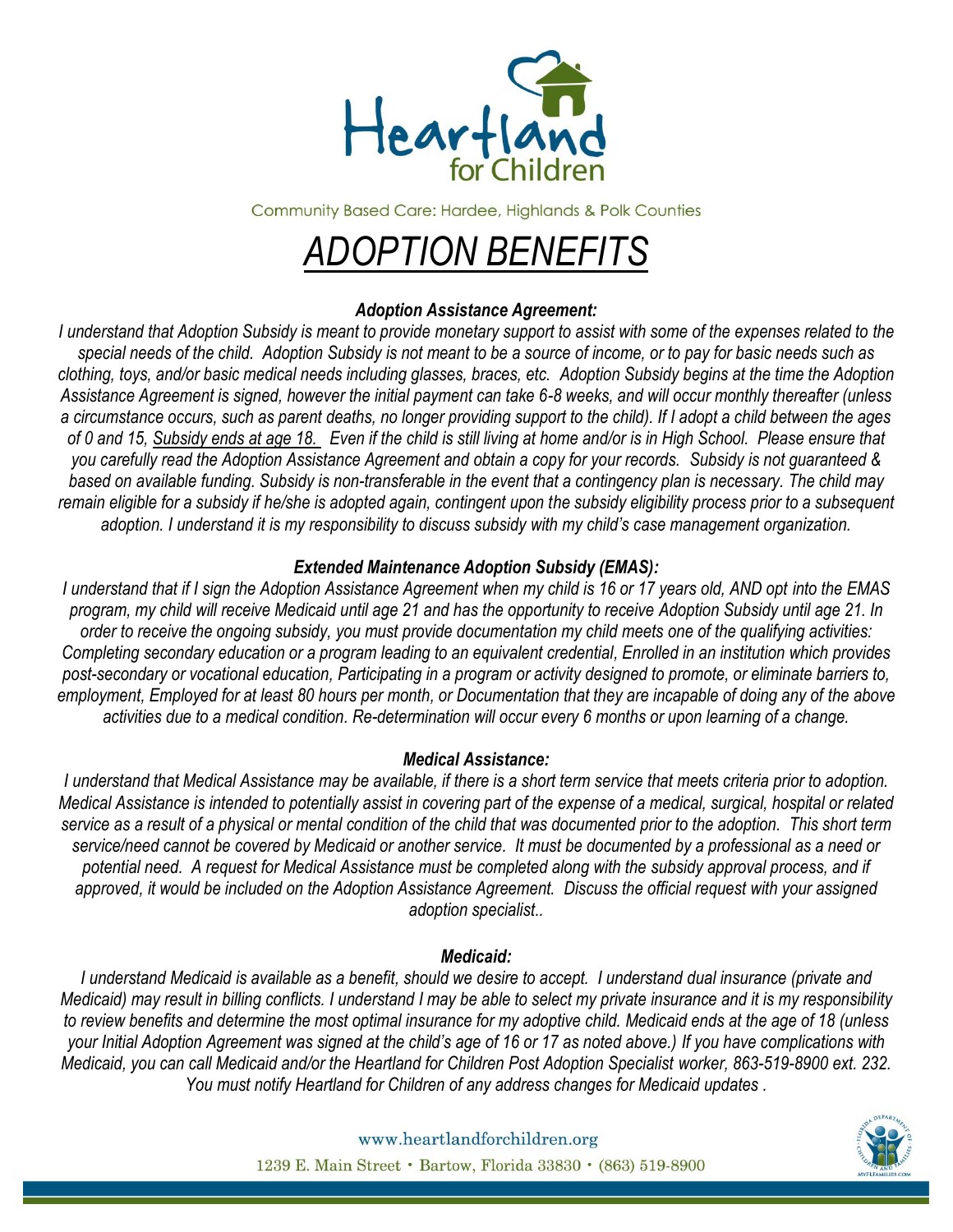Heartland for Children

Community Based Care: Hardee, Highlands & Polk Counties

# *ADOPTION BENEFITS*

### *Adoption Assistance Agreement:*

*I understand that Adoption Subsidy is meant to provide monetary support to assist with some of the expenses related to the special needs of the child. Adoption Subsidy is not meant to be a source of income, or to pay for basic needs such as clothing, toys, and/or basic medical needs including glasses, braces, etc. Adoption Subsidy begins at the time the Adoption Assistance Agreement is signed, however the initial payment can take 6-8 weeks, and will occur monthly thereafter (unless a circumstance occurs, such as parent deaths, no longer providing support to the child). If I adopt a child between the ages of 0 and 15, Subsidy ends at age 18. Even if the child is still living at home and/or is in High School. Please ensure that you carefully read the Adoption Assistance Agreement and obtain a copy for your records. Subsidy is not guaranteed & based on available funding. Subsidy is non-transferable in the event that a contingency plan is necessary. The child may remain eligible for a subsidy if he/she is adopted again, contingent upon the subsidy eligibility process prior to a subsequent adoption. I understand it is my responsibility to discuss subsidy with my child's case management organization.*

### *Extended Maintenance Adoption Subsidy (EMAS):*

*I understand that if I sign the Adoption Assistance Agreement when my child is 16 or 17 years old, AND opt into the EMAS program, my child will receive Medicaid until age 21 and has the opportunity to receive Adoption Subsidy until age 21. In order to receive the ongoing subsidy, you must provide documentation my child meets one of the qualifying activities: Completing secondary education or a program leading to an equivalent credential, Enrolled in an institution which provides post-secondary or vocational education, Participating in a program or activity designed to promote, or eliminate barriers to, employment, Employed for at least 80 hours per month, or Documentation that they are incapable of doing any of the above activities due to a medical condition. Re-determination will occur every 6 months or upon learning of a change.*

### *Medical Assistance:*

*I understand that Medical Assistance may be available, if there is a short term service that meets criteria prior to adoption. Medical Assistance is intended to potentially assist in covering part of the expense of a medical, surgical, hospital or related service as a result of a physical or mental condition of the child that was documented prior to the adoption. This short term service/need cannot be covered by Medicaid or another service. It must be documented by a professional as a need or potential need. A request for Medical Assistance must be completed along with the subsidy approval process, and if approved, it would be included on the Adoption Assistance Agreement. Discuss the official request with your assigned adoption specialist..*

### *Medicaid:*

*I understand Medicaid is available as a benefit, should we desire to accept. I understand dual insurance (private and Medicaid) may result in billing conflicts. I understand I may be able to select my private insurance and it is my responsibility to review benefits and determine the most optimal insurance for my adoptive child. Medicaid ends at the age of 18 (unless your Initial Adoption Agreement was signed at the child's age of 16 or 17 as noted above.) If you have complications with Medicaid, you can call Medicaid and/or the Heartland for Children Post Adoption Specialist worker, 863-519-8900 ext. 232. You must notify Heartland for Children of any address changes for Medicaid updates .*

www.heartlandforchildren.org

1239 E. Main Street • Bartow, Florida 33830 • (863) 519-8900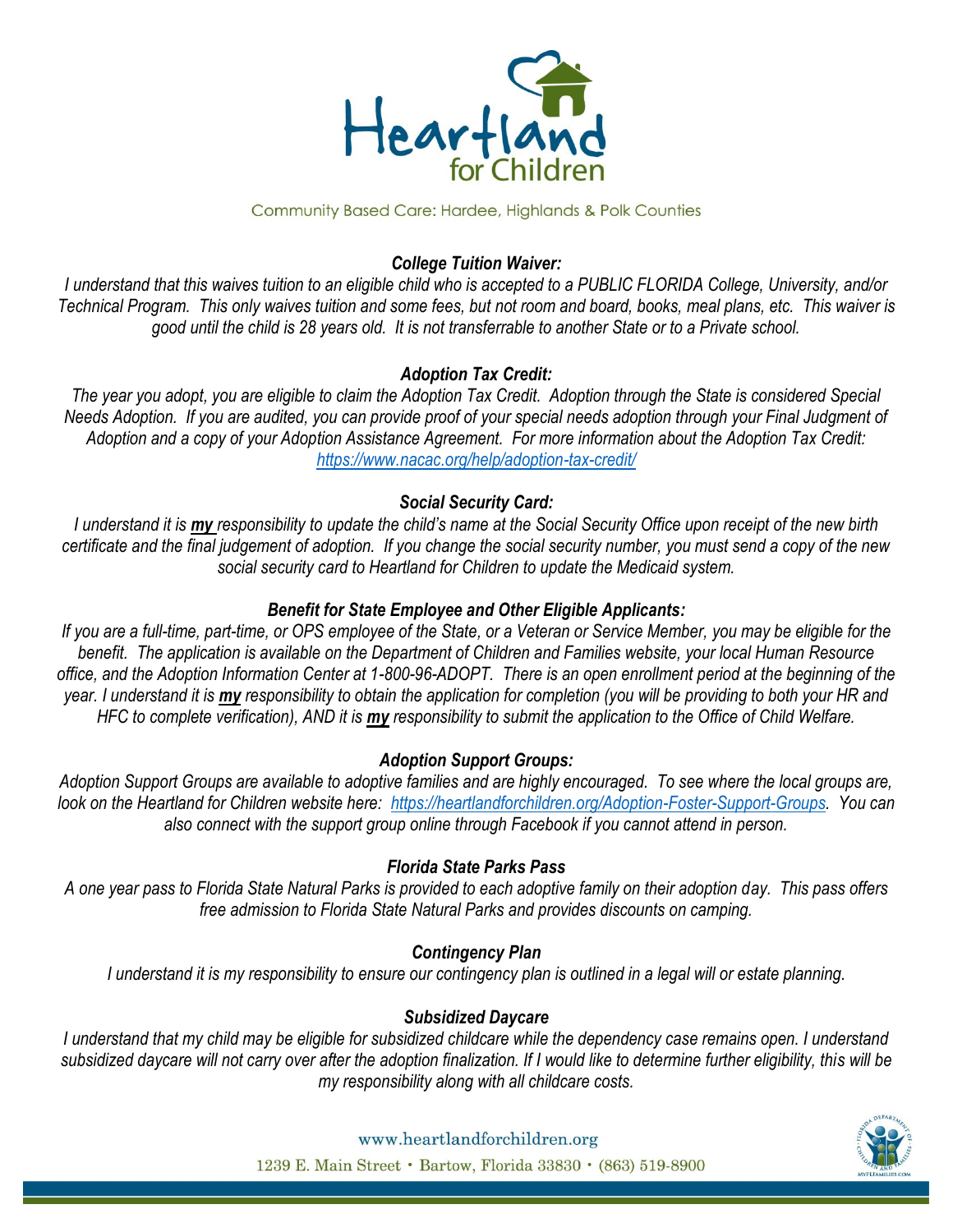### *College Tuition Waiver:*

*I understand that this waives tuition to an eligible child who is accepted to a PUBLIC FLORIDA College, University, and/or Technical Program. This only waives tuition and some fees, but not room and board, books, meal plans, etc. This waiver is good until the child is 28 years old. It is not transferrable to another State or to a Private school.*

### *Adoption Tax Credit:*

*The year you adopt, you are eligible to claim the Adoption Tax Credit. Adoption through the State is considered Special Needs Adoption. If you are audited, you can provide proof of your special needs adoption through your Final Judgment of Adoption and a copy of your Adoption Assistance Agreement. For more information about the Adoption Tax Credit: https://www.nacac.org/help/adoption-tax-credit/*

### *Social Security Card:*

*I understand it is **my** responsibility to update the child's name at the Social Security Office upon receipt of the new birth certificate and the final judgement of adoption. If you change the social security number, you must send a copy of the new social security card to Heartland for Children to update the Medicaid system.*

### *Benefit for State Employee and Other Eligible Applicants:*

*If you are a full-time, part-time, or OPS employee of the State, or a Veteran or Service Member, you may be eligible for the benefit. The application is available on the Department of Children and Families website, your local Human Resource office, and the Adoption Information Center at 1-800-96-ADOPT. There is an open enrollment period at the beginning of the year. I understand it is **my** responsibility to obtain the application for completion (you will be providing to both your HR and HFC to complete verification), AND it is **my** responsibility to submit the application to the Office of Child Welfare.*

### *Adoption Support Groups:*

*Adoption Support Groups are available to adoptive families and are highly encouraged. To see where the local groups are, look on the Heartland for Children website here: https://heartlandforchildren.org/Adoption-Foster-Support-Groups. You can also connect with the support group online through Facebook if you cannot attend in person.*

### *Florida State Parks Pass*

*A one year pass to Florida State Natural Parks is provided to each adoptive family on their adoption day. This pass offers free admission to Florida State Natural Parks and provides discounts on camping.*

### *Contingency Plan*

*I understand it is my responsibility to ensure our contingency plan is outlined in a legal will or estate planning.*

### *Subsidized Daycare*

*I understand that my child may be eligible for subsidized childcare while the dependency case remains open. I understand subsidized daycare will not carry over after the adoption finalization. If I would like to determine further eligibility, this will be my responsibility along with all childcare costs.*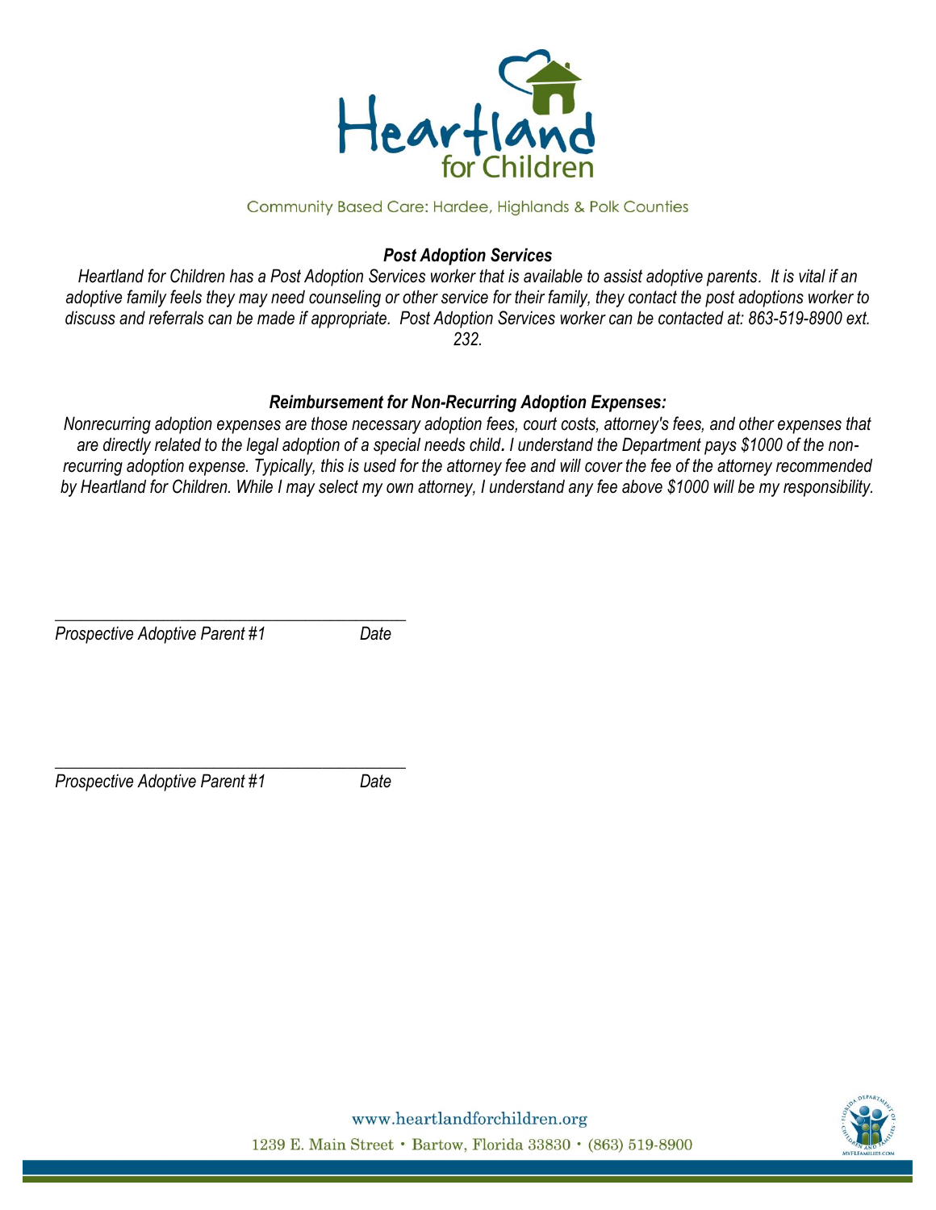Heartland for Children

Community Based Care: Hardee, Highlands & Polk Counties

***Post Adoption Services***

*Heartland for Children has a Post Adoption Services worker that is available to assist adoptive parents. It is vital if an adoptive family feels they may need counseling or other service for their family, they contact the post adoptions worker to discuss and referrals can be made if appropriate. Post Adoption Services worker can be contacted at: 863-519-8900 ext. 232.*

***Reimbursement for Non-Recurring Adoption Expenses:***

*Nonrecurring adoption expenses are those necessary adoption fees, court costs, attorney's fees, and other expenses that are directly related to the legal adoption of a special needs child. I understand the Department pays $1000 of the non-recurring adoption expense. Typically, this is used for the attorney fee and will cover the fee of the attorney recommended by Heartland for Children. While I may select my own attorney, I understand any fee above $1000 will be my responsibility.*

\_\_\_\_\_\_\_\_\_\_\_\_\_\_\_\_\_\_\_\_\_\_\_\_\_\_\_\_\_\_\_\_\_\_\_\_\_\_\_\_

*Prospective Adoptive Parent #1* *Date*

\_\_\_\_\_\_\_\_\_\_\_\_\_\_\_\_\_\_\_\_\_\_\_\_\_\_\_\_\_\_\_\_\_\_\_\_\_\_\_\_

*Prospective Adoptive Parent #1* *Date*

www.heartlandforchildren.org

1239 E. Main Street • Bartow, Florida 33830 • (863) 519-8900